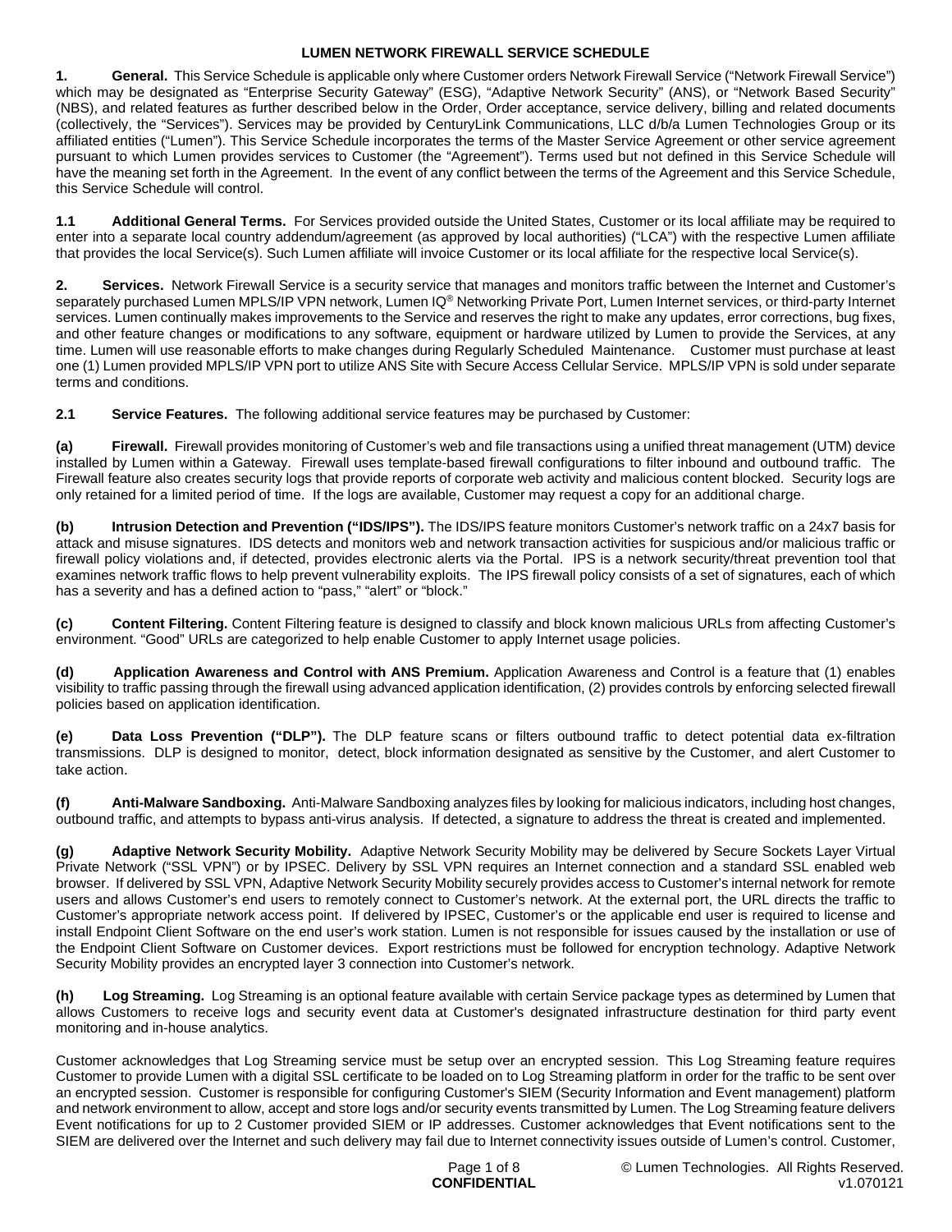# LUMEN NETWORK FIREWALL SERVICE SCHEDULE

**1. General.** This Service Schedule is applicable only where Customer orders Network Firewall Service ("Network Firewall Service") which may be designated as "Enterprise Security Gateway" (ESG), "Adaptive Network Security" (ANS), or "Network Based Security" (NBS), and related features as further described below in the Order, Order acceptance, service delivery, billing and related documents (collectively, the "Services"). Services may be provided by CenturyLink Communications, LLC d/b/a Lumen Technologies Group or its affiliated entities ("Lumen"). This Service Schedule incorporates the terms of the Master Service Agreement or other service agreement pursuant to which Lumen provides services to Customer (the "Agreement"). Terms used but not defined in this Service Schedule will have the meaning set forth in the Agreement. In the event of any conflict between the terms of the Agreement and this Service Schedule, this Service Schedule will control.

**1.1 Additional General Terms.** For Services provided outside the United States, Customer or its local affiliate may be required to enter into a separate local country addendum/agreement (as approved by local authorities) ("LCA") with the respective Lumen affiliate that provides the local Service(s). Such Lumen affiliate will invoice Customer or its local affiliate for the respective local Service(s).

**2. Services.** Network Firewall Service is a security service that manages and monitors traffic between the Internet and Customer's separately purchased Lumen MPLS/IP VPN network, Lumen IQ® Networking Private Port, Lumen Internet services, or third-party Internet services. Lumen continually makes improvements to the Service and reserves the right to make any updates, error corrections, bug fixes, and other feature changes or modifications to any software, equipment or hardware utilized by Lumen to provide the Services, at any time. Lumen will use reasonable efforts to make changes during Regularly Scheduled Maintenance. Customer must purchase at least one (1) Lumen provided MPLS/IP VPN port to utilize ANS Site with Secure Access Cellular Service. MPLS/IP VPN is sold under separate terms and conditions.

**2.1 Service Features.** The following additional service features may be purchased by Customer:

**(a) Firewall.** Firewall provides monitoring of Customer's web and file transactions using a unified threat management (UTM) device installed by Lumen within a Gateway. Firewall uses template-based firewall configurations to filter inbound and outbound traffic. The Firewall feature also creates security logs that provide reports of corporate web activity and malicious content blocked. Security logs are only retained for a limited period of time. If the logs are available, Customer may request a copy for an additional charge.

**(b) Intrusion Detection and Prevention ("IDS/IPS").** The IDS/IPS feature monitors Customer's network traffic on a 24x7 basis for attack and misuse signatures. IDS detects and monitors web and network transaction activities for suspicious and/or malicious traffic or firewall policy violations and, if detected, provides electronic alerts via the Portal. IPS is a network security/threat prevention tool that examines network traffic flows to help prevent vulnerability exploits. The IPS firewall policy consists of a set of signatures, each of which has a severity and has a defined action to "pass," "alert" or "block."

**(c) Content Filtering.** Content Filtering feature is designed to classify and block known malicious URLs from affecting Customer's environment. "Good" URLs are categorized to help enable Customer to apply Internet usage policies.

**(d) Application Awareness and Control with ANS Premium.** Application Awareness and Control is a feature that (1) enables visibility to traffic passing through the firewall using advanced application identification, (2) provides controls by enforcing selected firewall policies based on application identification.

**(e) Data Loss Prevention ("DLP").** The DLP feature scans or filters outbound traffic to detect potential data ex-filtration transmissions. DLP is designed to monitor, detect, block information designated as sensitive by the Customer, and alert Customer to take action.

**(f) Anti-Malware Sandboxing.** Anti-Malware Sandboxing analyzes files by looking for malicious indicators, including host changes, outbound traffic, and attempts to bypass anti-virus analysis. If detected, a signature to address the threat is created and implemented.

**(g) Adaptive Network Security Mobility.** Adaptive Network Security Mobility may be delivered by Secure Sockets Layer Virtual Private Network ("SSL VPN") or by IPSEC. Delivery by SSL VPN requires an Internet connection and a standard SSL enabled web browser. If delivered by SSL VPN, Adaptive Network Security Mobility securely provides access to Customer's internal network for remote users and allows Customer's end users to remotely connect to Customer's network. At the external port, the URL directs the traffic to Customer's appropriate network access point. If delivered by IPSEC, Customer's or the applicable end user is required to license and install Endpoint Client Software on the end user's work station. Lumen is not responsible for issues caused by the installation or use of the Endpoint Client Software on Customer devices. Export restrictions must be followed for encryption technology. Adaptive Network Security Mobility provides an encrypted layer 3 connection into Customer's network.

**(h) Log Streaming.** Log Streaming is an optional feature available with certain Service package types as determined by Lumen that allows Customers to receive logs and security event data at Customer's designated infrastructure destination for third party event monitoring and in-house analytics.

Customer acknowledges that Log Streaming service must be setup over an encrypted session. This Log Streaming feature requires Customer to provide Lumen with a digital SSL certificate to be loaded on to Log Streaming platform in order for the traffic to be sent over an encrypted session. Customer is responsible for configuring Customer's SIEM (Security Information and Event management) platform and network environment to allow, accept and store logs and/or security events transmitted by Lumen. The Log Streaming feature delivers Event notifications for up to 2 Customer provided SIEM or IP addresses. Customer acknowledges that Event notifications sent to the SIEM are delivered over the Internet and such delivery may fail due to Internet connectivity issues outside of Lumen's control. Customer,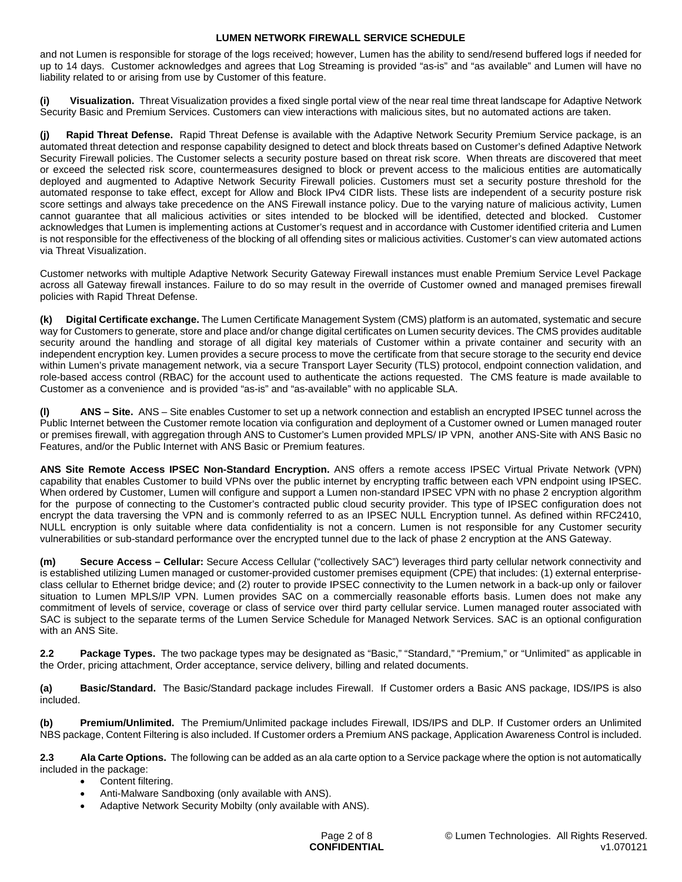and not Lumen is responsible for storage of the logs received; however, Lumen has the ability to send/resend buffered logs if needed for up to 14 days. Customer acknowledges and agrees that Log Streaming is provided "as-is" and "as available" and Lumen will have no liability related to or arising from use by Customer of this feature.

**(i) Visualization.** Threat Visualization provides a fixed single portal view of the near real time threat landscape for Adaptive Network Security Basic and Premium Services. Customers can view interactions with malicious sites, but no automated actions are taken.

**(j) Rapid Threat Defense.** Rapid Threat Defense is available with the Adaptive Network Security Premium Service package, is an automated threat detection and response capability designed to detect and block threats based on Customer's defined Adaptive Network Security Firewall policies. The Customer selects a security posture based on threat risk score. When threats are discovered that meet or exceed the selected risk score, countermeasures designed to block or prevent access to the malicious entities are automatically deployed and augmented to Adaptive Network Security Firewall policies. Customers must set a security posture threshold for the automated response to take effect, except for Allow and Block IPv4 CIDR lists. These lists are independent of a security posture risk score settings and always take precedence on the ANS Firewall instance policy. Due to the varying nature of malicious activity, Lumen cannot guarantee that all malicious activities or sites intended to be blocked will be identified, detected and blocked. Customer acknowledges that Lumen is implementing actions at Customer's request and in accordance with Customer identified criteria and Lumen is not responsible for the effectiveness of the blocking of all offending sites or malicious activities. Customer's can view automated actions via Threat Visualization.

Customer networks with multiple Adaptive Network Security Gateway Firewall instances must enable Premium Service Level Package across all Gateway firewall instances. Failure to do so may result in the override of Customer owned and managed premises firewall policies with Rapid Threat Defense.

**(k) Digital Certificate exchange.** The Lumen Certificate Management System (CMS) platform is an automated, systematic and secure way for Customers to generate, store and place and/or change digital certificates on Lumen security devices. The CMS provides auditable security around the handling and storage of all digital key materials of Customer within a private container and security with an independent encryption key. Lumen provides a secure process to move the certificate from that secure storage to the security end device within Lumen's private management network, via a secure Transport Layer Security (TLS) protocol, endpoint connection validation, and role-based access control (RBAC) for the account used to authenticate the actions requested. The CMS feature is made available to Customer as a convenience and is provided "as-is" and "as-available" with no applicable SLA.

**(l) ANS – Site.** ANS – Site enables Customer to set up a network connection and establish an encrypted IPSEC tunnel across the Public Internet between the Customer remote location via configuration and deployment of a Customer owned or Lumen managed router or premises firewall, with aggregation through ANS to Customer's Lumen provided MPLS/ IP VPN, another ANS-Site with ANS Basic no Features, and/or the Public Internet with ANS Basic or Premium features.

**ANS Site Remote Access IPSEC Non-Standard Encryption.** ANS offers a remote access IPSEC Virtual Private Network (VPN) capability that enables Customer to build VPNs over the public internet by encrypting traffic between each VPN endpoint using IPSEC. When ordered by Customer, Lumen will configure and support a Lumen non-standard IPSEC VPN with no phase 2 encryption algorithm for the purpose of connecting to the Customer's contracted public cloud security provider. This type of IPSEC configuration does not encrypt the data traversing the VPN and is commonly referred to as an IPSEC NULL Encryption tunnel. As defined within RFC2410, NULL encryption is only suitable where data confidentiality is not a concern. Lumen is not responsible for any Customer security vulnerabilities or sub-standard performance over the encrypted tunnel due to the lack of phase 2 encryption at the ANS Gateway.

**(m) Secure Access – Cellular:** Secure Access Cellular ("collectively SAC") leverages third party cellular network connectivity and is established utilizing Lumen managed or customer-provided customer premises equipment (CPE) that includes: (1) external enterprise-class cellular to Ethernet bridge device; and (2) router to provide IPSEC connectivity to the Lumen network in a back-up only or failover situation to Lumen MPLS/IP VPN. Lumen provides SAC on a commercially reasonable efforts basis. Lumen does not make any commitment of levels of service, coverage or class of service over third party cellular service. Lumen managed router associated with SAC is subject to the separate terms of the Lumen Service Schedule for Managed Network Services. SAC is an optional configuration with an ANS Site.

**2.2 Package Types.** The two package types may be designated as "Basic," "Standard," "Premium," or "Unlimited" as applicable in the Order, pricing attachment, Order acceptance, service delivery, billing and related documents.

**(a) Basic/Standard.** The Basic/Standard package includes Firewall. If Customer orders a Basic ANS package, IDS/IPS is also included.

**(b) Premium/Unlimited.** The Premium/Unlimited package includes Firewall, IDS/IPS and DLP. If Customer orders an Unlimited NBS package, Content Filtering is also included. If Customer orders a Premium ANS package, Application Awareness Control is included.

**2.3 Ala Carte Options.** The following can be added as an ala carte option to a Service package where the option is not automatically included in the package:

- Content filtering.
- Anti-Malware Sandboxing (only available with ANS).
- Adaptive Network Security Mobilty (only available with ANS).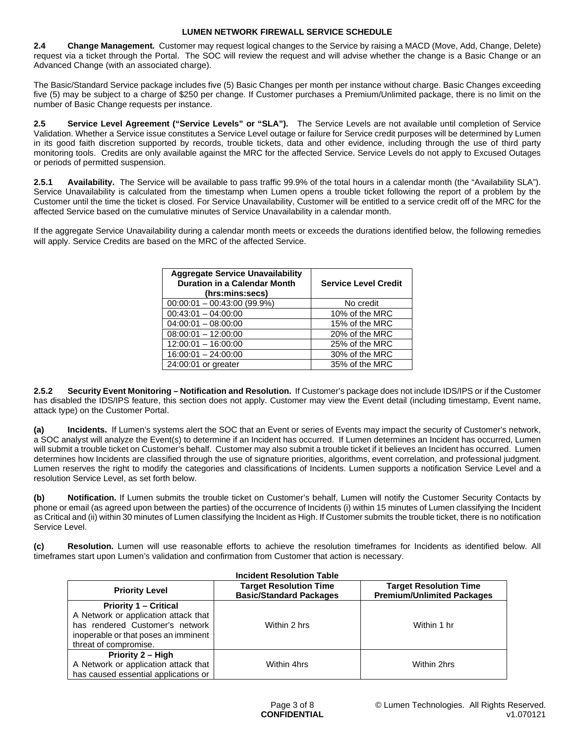**2.4 Change Management.** Customer may request logical changes to the Service by raising a MACD (Move, Add, Change, Delete) request via a ticket through the Portal. The SOC will review the request and will advise whether the change is a Basic Change or an Advanced Change (with an associated charge).

The Basic/Standard Service package includes five (5) Basic Changes per month per instance without charge. Basic Changes exceeding five (5) may be subject to a charge of $250 per change. If Customer purchases a Premium/Unlimited package, there is no limit on the number of Basic Change requests per instance.

**2.5 Service Level Agreement ("Service Levels" or "SLA").** The Service Levels are not available until completion of Service Validation. Whether a Service issue constitutes a Service Level outage or failure for Service credit purposes will be determined by Lumen in its good faith discretion supported by records, trouble tickets, data and other evidence, including through the use of third party monitoring tools. Credits are only available against the MRC for the affected Service. Service Levels do not apply to Excused Outages or periods of permitted suspension.

**2.5.1 Availability.** The Service will be available to pass traffic 99.9% of the total hours in a calendar month (the "Availability SLA"). Service Unavailability is calculated from the timestamp when Lumen opens a trouble ticket following the report of a problem by the Customer until the time the ticket is closed. For Service Unavailability, Customer will be entitled to a service credit off of the MRC for the affected Service based on the cumulative minutes of Service Unavailability in a calendar month.

If the aggregate Service Unavailability during a calendar month meets or exceeds the durations identified below, the following remedies will apply. Service Credits are based on the MRC of the affected Service.

| Aggregate Service Unavailability Duration in a Calendar Month (hrs:mins:secs) | Service Level Credit |
|---|---|
| 00:00:01 – 00:43:00 (99.9%) | No credit |
| 00:43:01 – 04:00:00 | 10% of the MRC |
| 04:00:01 – 08:00:00 | 15% of the MRC |
| 08:00:01 – 12:00:00 | 20% of the MRC |
| 12:00:01 – 16:00:00 | 25% of the MRC |
| 16:00:01 – 24:00:00 | 30% of the MRC |
| 24:00:01 or greater | 35% of the MRC |

**2.5.2 Security Event Monitoring – Notification and Resolution.** If Customer's package does not include IDS/IPS or if the Customer has disabled the IDS/IPS feature, this section does not apply. Customer may view the Event detail (including timestamp, Event name, attack type) on the Customer Portal.

**(a) Incidents.** If Lumen's systems alert the SOC that an Event or series of Events may impact the security of Customer's network, a SOC analyst will analyze the Event(s) to determine if an Incident has occurred. If Lumen determines an Incident has occurred, Lumen will submit a trouble ticket on Customer's behalf. Customer may also submit a trouble ticket if it believes an Incident has occurred. Lumen determines how Incidents are classified through the use of signature priorities, algorithms, event correlation, and professional judgment. Lumen reserves the right to modify the categories and classifications of Incidents. Lumen supports a notification Service Level and a resolution Service Level, as set forth below.

**(b) Notification.** If Lumen submits the trouble ticket on Customer's behalf, Lumen will notify the Customer Security Contacts by phone or email (as agreed upon between the parties) of the occurrence of Incidents (i) within 15 minutes of Lumen classifying the Incident as Critical and (ii) within 30 minutes of Lumen classifying the Incident as High. If Customer submits the trouble ticket, there is no notification Service Level.

**(c) Resolution.** Lumen will use reasonable efforts to achieve the resolution timeframes for Incidents as identified below. All timeframes start upon Lumen's validation and confirmation from Customer that action is necessary.

**Incident Resolution Table**

| Priority Level | Target Resolution Time Basic/Standard Packages | Target Resolution Time Premium/Unlimited Packages |
|---|---|---|
| **Priority 1 – Critical** A Network or application attack that has rendered Customer's network inoperable or that poses an imminent threat of compromise. | Within 2 hrs | Within 1 hr |
| **Priority 2 – High** A Network or application attack that has caused essential applications or | Within 4hrs | Within 2hrs |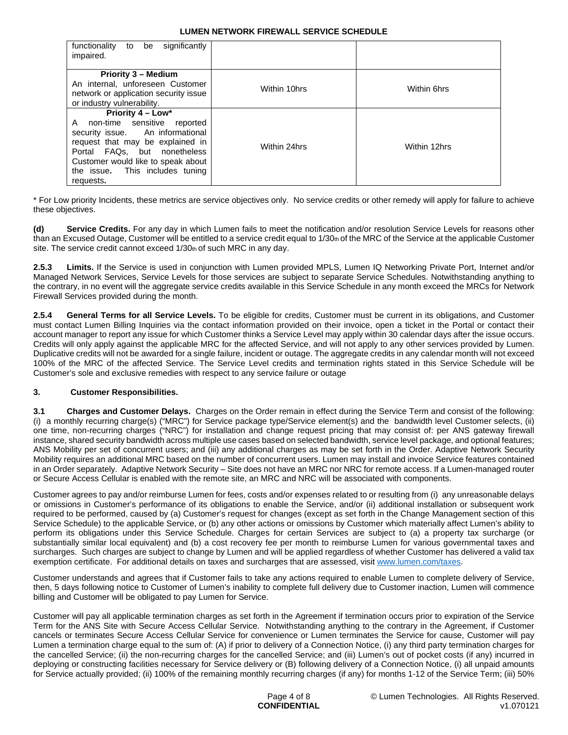| | | |
|---|---|---|
| functionality to be significantly impaired. | | |
| **Priority 3 – Medium** An internal, unforeseen Customer network or application security issue or industry vulnerability. | Within 10hrs | Within 6hrs |
| **Priority 4 – Low*** A non-time sensitive reported security issue. An informational request that may be explained in Portal FAQs, but nonetheless Customer would like to speak about the issue**.** This includes tuning requests**.** | Within 24hrs | Within 12hrs |

\* For Low priority Incidents, these metrics are service objectives only. No service credits or other remedy will apply for failure to achieve these objectives.

**(d) Service Credits.** For any day in which Lumen fails to meet the notification and/or resolution Service Levels for reasons other than an Excused Outage, Customer will be entitled to a service credit equal to 1/30th of the MRC of the Service at the applicable Customer site. The service credit cannot exceed 1/30th of such MRC in any day.

**2.5.3 Limits.** If the Service is used in conjunction with Lumen provided MPLS, Lumen IQ Networking Private Port, Internet and/or Managed Network Services, Service Levels for those services are subject to separate Service Schedules. Notwithstanding anything to the contrary, in no event will the aggregate service credits available in this Service Schedule in any month exceed the MRCs for Network Firewall Services provided during the month.

**2.5.4 General Terms for all Service Levels.** To be eligible for credits, Customer must be current in its obligations, and Customer must contact Lumen Billing Inquiries via the contact information provided on their invoice, open a ticket in the Portal or contact their account manager to report any issue for which Customer thinks a Service Level may apply within 30 calendar days after the issue occurs. Credits will only apply against the applicable MRC for the affected Service, and will not apply to any other services provided by Lumen. Duplicative credits will not be awarded for a single failure, incident or outage. The aggregate credits in any calendar month will not exceed 100% of the MRC of the affected Service. The Service Level credits and termination rights stated in this Service Schedule will be Customer's sole and exclusive remedies with respect to any service failure or outage

## 3. Customer Responsibilities.

**3.1 Charges and Customer Delays.** Charges on the Order remain in effect during the Service Term and consist of the following: (i) a monthly recurring charge(s) ("MRC") for Service package type/Service element(s) and the bandwidth level Customer selects, (ii) one time, non-recurring charges ("NRC") for installation and change request pricing that may consist of: per ANS gateway firewall instance, shared security bandwidth across multiple use cases based on selected bandwidth, service level package, and optional features; ANS Mobility per set of concurrent users; and (iii) any additional charges as may be set forth in the Order. Adaptive Network Security Mobility requires an additional MRC based on the number of concurrent users. Lumen may install and invoice Service features contained in an Order separately. Adaptive Network Security – Site does not have an MRC nor NRC for remote access. If a Lumen-managed router or Secure Access Cellular is enabled with the remote site, an MRC and NRC will be associated with components.

Customer agrees to pay and/or reimburse Lumen for fees, costs and/or expenses related to or resulting from (i) any unreasonable delays or omissions in Customer's performance of its obligations to enable the Service, and/or (ii) additional installation or subsequent work required to be performed, caused by (a) Customer's request for changes (except as set forth in the Change Management section of this Service Schedule) to the applicable Service, or (b) any other actions or omissions by Customer which materially affect Lumen's ability to perform its obligations under this Service Schedule. Charges for certain Services are subject to (a) a property tax surcharge (or substantially similar local equivalent) and (b) a cost recovery fee per month to reimburse Lumen for various governmental taxes and surcharges. Such charges are subject to change by Lumen and will be applied regardless of whether Customer has delivered a valid tax exemption certificate. For additional details on taxes and surcharges that are assessed, visit www.lumen.com/taxes.

Customer understands and agrees that if Customer fails to take any actions required to enable Lumen to complete delivery of Service, then, 5 days following notice to Customer of Lumen's inability to complete full delivery due to Customer inaction, Lumen will commence billing and Customer will be obligated to pay Lumen for Service.

Customer will pay all applicable termination charges as set forth in the Agreement if termination occurs prior to expiration of the Service Term for the ANS Site with Secure Access Cellular Service. Notwithstanding anything to the contrary in the Agreement, if Customer cancels or terminates Secure Access Cellular Service for convenience or Lumen terminates the Service for cause, Customer will pay Lumen a termination charge equal to the sum of: (A) if prior to delivery of a Connection Notice, (i) any third party termination charges for the cancelled Service; (ii) the non-recurring charges for the cancelled Service; and (iii) Lumen's out of pocket costs (if any) incurred in deploying or constructing facilities necessary for Service delivery or (B) following delivery of a Connection Notice, (i) all unpaid amounts for Service actually provided; (ii) 100% of the remaining monthly recurring charges (if any) for months 1-12 of the Service Term; (iii) 50%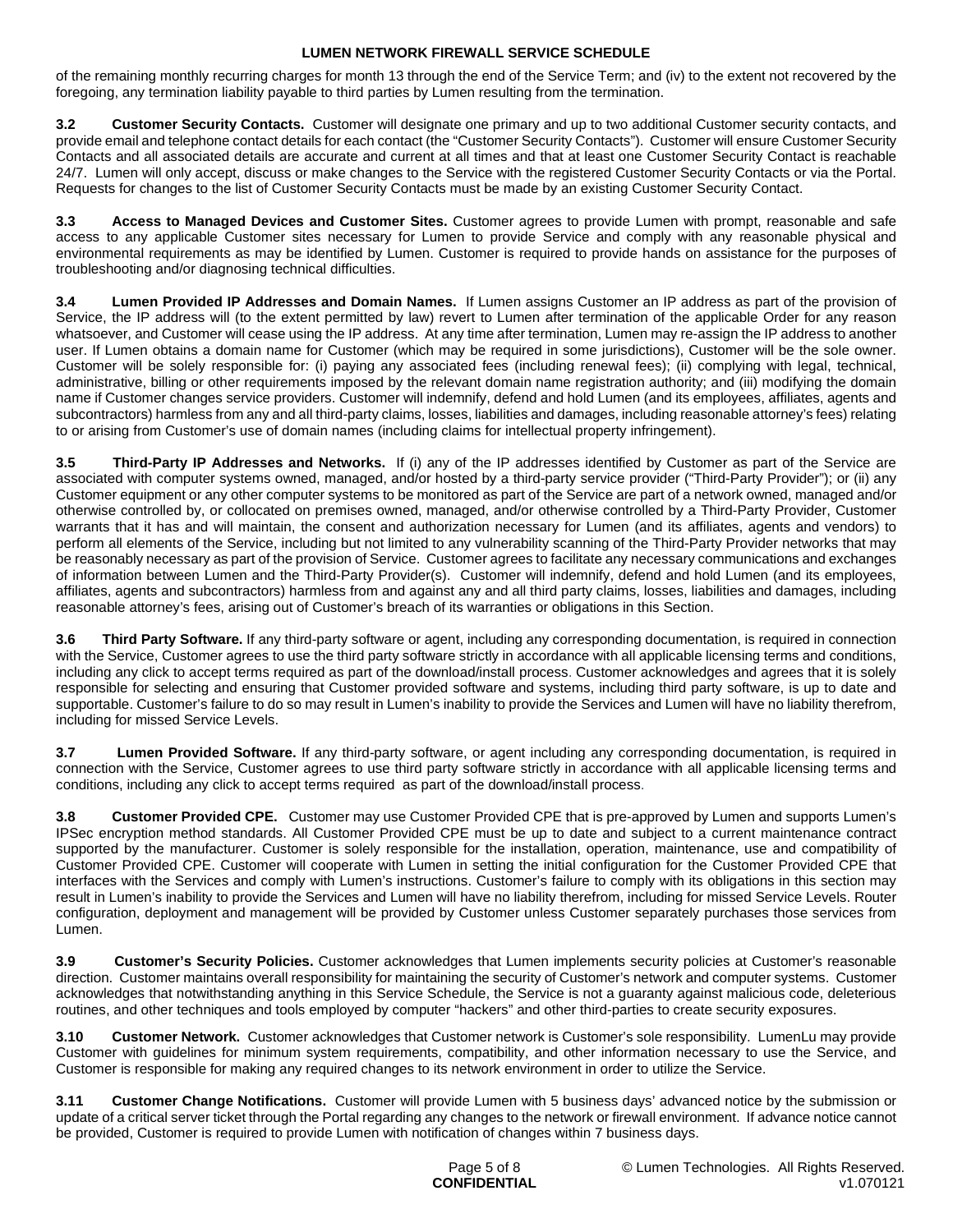of the remaining monthly recurring charges for month 13 through the end of the Service Term; and (iv) to the extent not recovered by the foregoing, any termination liability payable to third parties by Lumen resulting from the termination.

**3.2 Customer Security Contacts.** Customer will designate one primary and up to two additional Customer security contacts, and provide email and telephone contact details for each contact (the "Customer Security Contacts"). Customer will ensure Customer Security Contacts and all associated details are accurate and current at all times and that at least one Customer Security Contact is reachable 24/7. Lumen will only accept, discuss or make changes to the Service with the registered Customer Security Contacts or via the Portal. Requests for changes to the list of Customer Security Contacts must be made by an existing Customer Security Contact.

**3.3 Access to Managed Devices and Customer Sites.** Customer agrees to provide Lumen with prompt, reasonable and safe access to any applicable Customer sites necessary for Lumen to provide Service and comply with any reasonable physical and environmental requirements as may be identified by Lumen. Customer is required to provide hands on assistance for the purposes of troubleshooting and/or diagnosing technical difficulties.

**3.4 Lumen Provided IP Addresses and Domain Names.** If Lumen assigns Customer an IP address as part of the provision of Service, the IP address will (to the extent permitted by law) revert to Lumen after termination of the applicable Order for any reason whatsoever, and Customer will cease using the IP address. At any time after termination, Lumen may re-assign the IP address to another user. If Lumen obtains a domain name for Customer (which may be required in some jurisdictions), Customer will be the sole owner. Customer will be solely responsible for: (i) paying any associated fees (including renewal fees); (ii) complying with legal, technical, administrative, billing or other requirements imposed by the relevant domain name registration authority; and (iii) modifying the domain name if Customer changes service providers. Customer will indemnify, defend and hold Lumen (and its employees, affiliates, agents and subcontractors) harmless from any and all third-party claims, losses, liabilities and damages, including reasonable attorney's fees) relating to or arising from Customer's use of domain names (including claims for intellectual property infringement).

**3.5 Third-Party IP Addresses and Networks.** If (i) any of the IP addresses identified by Customer as part of the Service are associated with computer systems owned, managed, and/or hosted by a third-party service provider ("Third-Party Provider"); or (ii) any Customer equipment or any other computer systems to be monitored as part of the Service are part of a network owned, managed and/or otherwise controlled by, or collocated on premises owned, managed, and/or otherwise controlled by a Third-Party Provider, Customer warrants that it has and will maintain, the consent and authorization necessary for Lumen (and its affiliates, agents and vendors) to perform all elements of the Service, including but not limited to any vulnerability scanning of the Third-Party Provider networks that may be reasonably necessary as part of the provision of Service. Customer agrees to facilitate any necessary communications and exchanges of information between Lumen and the Third-Party Provider(s). Customer will indemnify, defend and hold Lumen (and its employees, affiliates, agents and subcontractors) harmless from and against any and all third party claims, losses, liabilities and damages, including reasonable attorney's fees, arising out of Customer's breach of its warranties or obligations in this Section.

**3.6 Third Party Software.** If any third-party software or agent, including any corresponding documentation, is required in connection with the Service, Customer agrees to use the third party software strictly in accordance with all applicable licensing terms and conditions, including any click to accept terms required as part of the download/install process. Customer acknowledges and agrees that it is solely responsible for selecting and ensuring that Customer provided software and systems, including third party software, is up to date and supportable. Customer's failure to do so may result in Lumen's inability to provide the Services and Lumen will have no liability therefrom, including for missed Service Levels.

**3.7 Lumen Provided Software.** If any third-party software, or agent including any corresponding documentation, is required in connection with the Service, Customer agrees to use third party software strictly in accordance with all applicable licensing terms and conditions, including any click to accept terms required as part of the download/install process.

**3.8 Customer Provided CPE.** Customer may use Customer Provided CPE that is pre-approved by Lumen and supports Lumen's IPSec encryption method standards. All Customer Provided CPE must be up to date and subject to a current maintenance contract supported by the manufacturer. Customer is solely responsible for the installation, operation, maintenance, use and compatibility of Customer Provided CPE. Customer will cooperate with Lumen in setting the initial configuration for the Customer Provided CPE that interfaces with the Services and comply with Lumen's instructions. Customer's failure to comply with its obligations in this section may result in Lumen's inability to provide the Services and Lumen will have no liability therefrom, including for missed Service Levels. Router configuration, deployment and management will be provided by Customer unless Customer separately purchases those services from Lumen.

**3.9 Customer's Security Policies.** Customer acknowledges that Lumen implements security policies at Customer's reasonable direction. Customer maintains overall responsibility for maintaining the security of Customer's network and computer systems. Customer acknowledges that notwithstanding anything in this Service Schedule, the Service is not a guaranty against malicious code, deleterious routines, and other techniques and tools employed by computer "hackers" and other third-parties to create security exposures.

**3.10 Customer Network.** Customer acknowledges that Customer network is Customer's sole responsibility. LumenLu may provide Customer with guidelines for minimum system requirements, compatibility, and other information necessary to use the Service, and Customer is responsible for making any required changes to its network environment in order to utilize the Service.

**3.11 Customer Change Notifications.** Customer will provide Lumen with 5 business days' advanced notice by the submission or update of a critical server ticket through the Portal regarding any changes to the network or firewall environment. If advance notice cannot be provided, Customer is required to provide Lumen with notification of changes within 7 business days.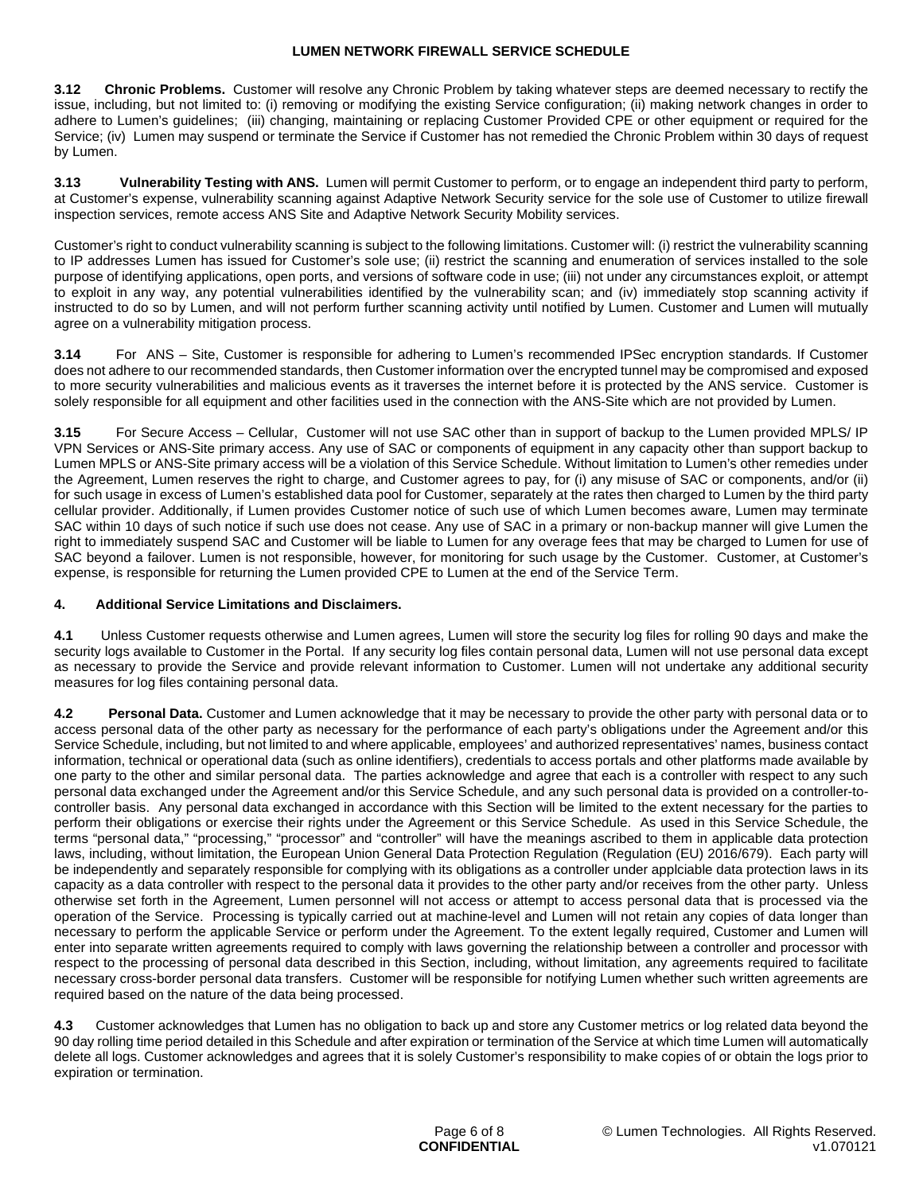**3.12 Chronic Problems.** Customer will resolve any Chronic Problem by taking whatever steps are deemed necessary to rectify the issue, including, but not limited to: (i) removing or modifying the existing Service configuration; (ii) making network changes in order to adhere to Lumen's guidelines; (iii) changing, maintaining or replacing Customer Provided CPE or other equipment or required for the Service; (iv) Lumen may suspend or terminate the Service if Customer has not remedied the Chronic Problem within 30 days of request by Lumen.

**3.13 Vulnerability Testing with ANS.** Lumen will permit Customer to perform, or to engage an independent third party to perform, at Customer's expense, vulnerability scanning against Adaptive Network Security service for the sole use of Customer to utilize firewall inspection services, remote access ANS Site and Adaptive Network Security Mobility services.

Customer's right to conduct vulnerability scanning is subject to the following limitations. Customer will: (i) restrict the vulnerability scanning to IP addresses Lumen has issued for Customer's sole use; (ii) restrict the scanning and enumeration of services installed to the sole purpose of identifying applications, open ports, and versions of software code in use; (iii) not under any circumstances exploit, or attempt to exploit in any way, any potential vulnerabilities identified by the vulnerability scan; and (iv) immediately stop scanning activity if instructed to do so by Lumen, and will not perform further scanning activity until notified by Lumen. Customer and Lumen will mutually agree on a vulnerability mitigation process.

**3.14** For ANS – Site, Customer is responsible for adhering to Lumen's recommended IPSec encryption standards. If Customer does not adhere to our recommended standards, then Customer information over the encrypted tunnel may be compromised and exposed to more security vulnerabilities and malicious events as it traverses the internet before it is protected by the ANS service. Customer is solely responsible for all equipment and other facilities used in the connection with the ANS-Site which are not provided by Lumen.

**3.15** For Secure Access – Cellular, Customer will not use SAC other than in support of backup to the Lumen provided MPLS/ IP VPN Services or ANS-Site primary access. Any use of SAC or components of equipment in any capacity other than support backup to Lumen MPLS or ANS-Site primary access will be a violation of this Service Schedule. Without limitation to Lumen's other remedies under the Agreement, Lumen reserves the right to charge, and Customer agrees to pay, for (i) any misuse of SAC or components, and/or (ii) for such usage in excess of Lumen's established data pool for Customer, separately at the rates then charged to Lumen by the third party cellular provider. Additionally, if Lumen provides Customer notice of such use of which Lumen becomes aware, Lumen may terminate SAC within 10 days of such notice if such use does not cease. Any use of SAC in a primary or non-backup manner will give Lumen the right to immediately suspend SAC and Customer will be liable to Lumen for any overage fees that may be charged to Lumen for use of SAC beyond a failover. Lumen is not responsible, however, for monitoring for such usage by the Customer. Customer, at Customer's expense, is responsible for returning the Lumen provided CPE to Lumen at the end of the Service Term.

**4. Additional Service Limitations and Disclaimers.**

**4.1** Unless Customer requests otherwise and Lumen agrees, Lumen will store the security log files for rolling 90 days and make the security logs available to Customer in the Portal. If any security log files contain personal data, Lumen will not use personal data except as necessary to provide the Service and provide relevant information to Customer. Lumen will not undertake any additional security measures for log files containing personal data.

**4.2 Personal Data.** Customer and Lumen acknowledge that it may be necessary to provide the other party with personal data or to access personal data of the other party as necessary for the performance of each party's obligations under the Agreement and/or this Service Schedule, including, but not limited to and where applicable, employees' and authorized representatives' names, business contact information, technical or operational data (such as online identifiers), credentials to access portals and other platforms made available by one party to the other and similar personal data. The parties acknowledge and agree that each is a controller with respect to any such personal data exchanged under the Agreement and/or this Service Schedule, and any such personal data is provided on a controller-to-controller basis. Any personal data exchanged in accordance with this Section will be limited to the extent necessary for the parties to perform their obligations or exercise their rights under the Agreement or this Service Schedule. As used in this Service Schedule, the terms "personal data," "processing," "processor" and "controller" will have the meanings ascribed to them in applicable data protection laws, including, without limitation, the European Union General Data Protection Regulation (Regulation (EU) 2016/679). Each party will be independently and separately responsible for complying with its obligations as a controller under applciable data protection laws in its capacity as a data controller with respect to the personal data it provides to the other party and/or receives from the other party. Unless otherwise set forth in the Agreement, Lumen personnel will not access or attempt to access personal data that is processed via the operation of the Service. Processing is typically carried out at machine-level and Lumen will not retain any copies of data longer than necessary to perform the applicable Service or perform under the Agreement. To the extent legally required, Customer and Lumen will enter into separate written agreements required to comply with laws governing the relationship between a controller and processor with respect to the processing of personal data described in this Section, including, without limitation, any agreements required to facilitate necessary cross-border personal data transfers. Customer will be responsible for notifying Lumen whether such written agreements are required based on the nature of the data being processed.

**4.3** Customer acknowledges that Lumen has no obligation to back up and store any Customer metrics or log related data beyond the 90 day rolling time period detailed in this Schedule and after expiration or termination of the Service at which time Lumen will automatically delete all logs. Customer acknowledges and agrees that it is solely Customer's responsibility to make copies of or obtain the logs prior to expiration or termination.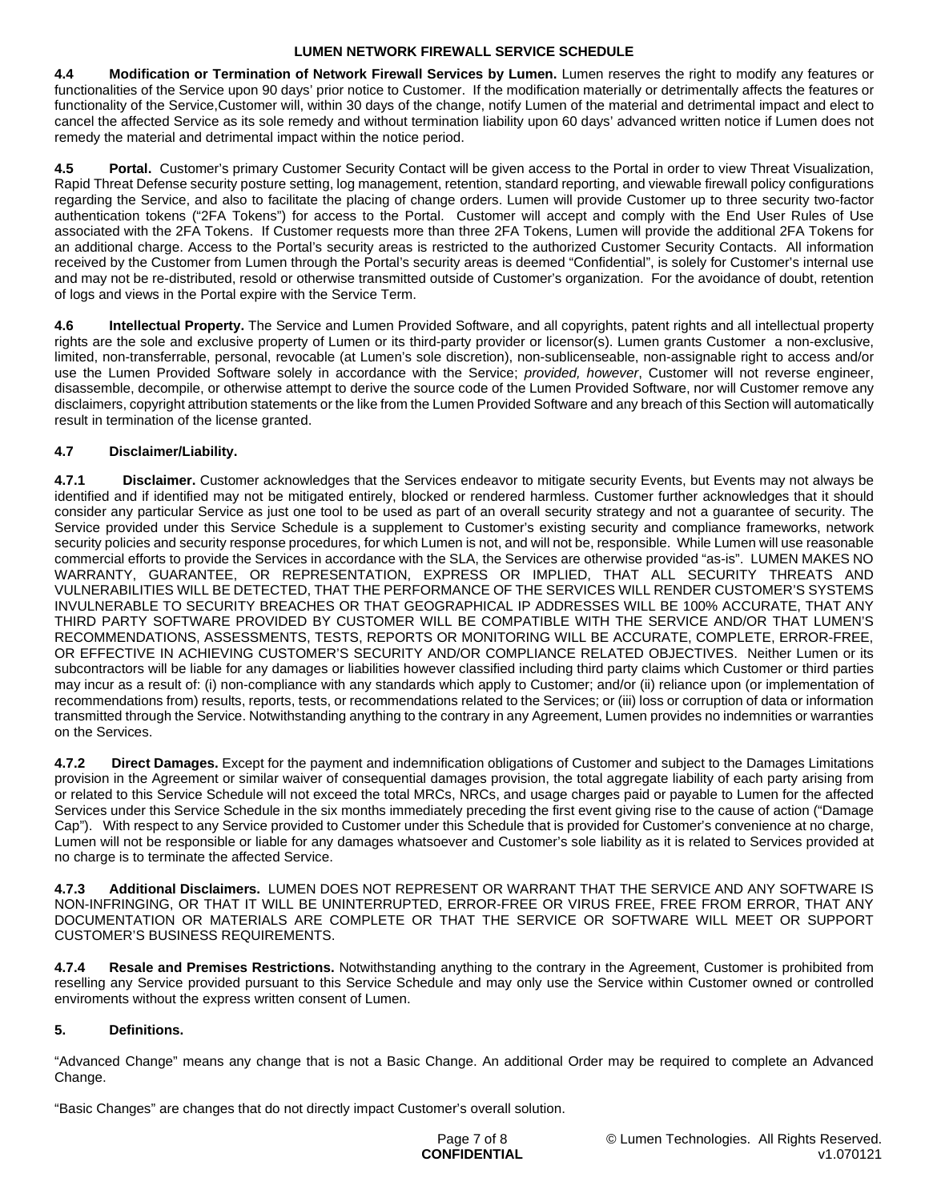**4.4 Modification or Termination of Network Firewall Services by Lumen.** Lumen reserves the right to modify any features or functionalities of the Service upon 90 days' prior notice to Customer. If the modification materially or detrimentally affects the features or functionality of the Service,Customer will, within 30 days of the change, notify Lumen of the material and detrimental impact and elect to cancel the affected Service as its sole remedy and without termination liability upon 60 days' advanced written notice if Lumen does not remedy the material and detrimental impact within the notice period.

**4.5 Portal.** Customer's primary Customer Security Contact will be given access to the Portal in order to view Threat Visualization, Rapid Threat Defense security posture setting, log management, retention, standard reporting, and viewable firewall policy configurations regarding the Service, and also to facilitate the placing of change orders. Lumen will provide Customer up to three security two-factor authentication tokens ("2FA Tokens") for access to the Portal. Customer will accept and comply with the End User Rules of Use associated with the 2FA Tokens. If Customer requests more than three 2FA Tokens, Lumen will provide the additional 2FA Tokens for an additional charge. Access to the Portal's security areas is restricted to the authorized Customer Security Contacts. All information received by the Customer from Lumen through the Portal's security areas is deemed "Confidential", is solely for Customer's internal use and may not be re-distributed, resold or otherwise transmitted outside of Customer's organization. For the avoidance of doubt, retention of logs and views in the Portal expire with the Service Term.

**4.6 Intellectual Property.** The Service and Lumen Provided Software, and all copyrights, patent rights and all intellectual property rights are the sole and exclusive property of Lumen or its third-party provider or licensor(s). Lumen grants Customer a non-exclusive, limited, non-transferrable, personal, revocable (at Lumen's sole discretion), non-sublicenseable, non-assignable right to access and/or use the Lumen Provided Software solely in accordance with the Service; *provided, however*, Customer will not reverse engineer, disassemble, decompile, or otherwise attempt to derive the source code of the Lumen Provided Software, nor will Customer remove any disclaimers, copyright attribution statements or the like from the Lumen Provided Software and any breach of this Section will automatically result in termination of the license granted.

**4.7 Disclaimer/Liability.**

**4.7.1 Disclaimer.** Customer acknowledges that the Services endeavor to mitigate security Events, but Events may not always be identified and if identified may not be mitigated entirely, blocked or rendered harmless. Customer further acknowledges that it should consider any particular Service as just one tool to be used as part of an overall security strategy and not a guarantee of security. The Service provided under this Service Schedule is a supplement to Customer's existing security and compliance frameworks, network security policies and security response procedures, for which Lumen is not, and will not be, responsible. While Lumen will use reasonable commercial efforts to provide the Services in accordance with the SLA, the Services are otherwise provided "as-is". LUMEN MAKES NO WARRANTY, GUARANTEE, OR REPRESENTATION, EXPRESS OR IMPLIED, THAT ALL SECURITY THREATS AND VULNERABILITIES WILL BE DETECTED, THAT THE PERFORMANCE OF THE SERVICES WILL RENDER CUSTOMER'S SYSTEMS INVULNERABLE TO SECURITY BREACHES OR THAT GEOGRAPHICAL IP ADDRESSES WILL BE 100% ACCURATE, THAT ANY THIRD PARTY SOFTWARE PROVIDED BY CUSTOMER WILL BE COMPATIBLE WITH THE SERVICE AND/OR THAT LUMEN'S RECOMMENDATIONS, ASSESSMENTS, TESTS, REPORTS OR MONITORING WILL BE ACCURATE, COMPLETE, ERROR-FREE, OR EFFECTIVE IN ACHIEVING CUSTOMER'S SECURITY AND/OR COMPLIANCE RELATED OBJECTIVES. Neither Lumen or its subcontractors will be liable for any damages or liabilities however classified including third party claims which Customer or third parties may incur as a result of: (i) non-compliance with any standards which apply to Customer; and/or (ii) reliance upon (or implementation of recommendations from) results, reports, tests, or recommendations related to the Services; or (iii) loss or corruption of data or information transmitted through the Service. Notwithstanding anything to the contrary in any Agreement, Lumen provides no indemnities or warranties on the Services.

**4.7.2 Direct Damages.** Except for the payment and indemnification obligations of Customer and subject to the Damages Limitations provision in the Agreement or similar waiver of consequential damages provision, the total aggregate liability of each party arising from or related to this Service Schedule will not exceed the total MRCs, NRCs, and usage charges paid or payable to Lumen for the affected Services under this Service Schedule in the six months immediately preceding the first event giving rise to the cause of action ("Damage Cap"). With respect to any Service provided to Customer under this Schedule that is provided for Customer's convenience at no charge, Lumen will not be responsible or liable for any damages whatsoever and Customer's sole liability as it is related to Services provided at no charge is to terminate the affected Service.

**4.7.3 Additional Disclaimers.** LUMEN DOES NOT REPRESENT OR WARRANT THAT THE SERVICE AND ANY SOFTWARE IS NON-INFRINGING, OR THAT IT WILL BE UNINTERRUPTED, ERROR-FREE OR VIRUS FREE, FREE FROM ERROR, THAT ANY DOCUMENTATION OR MATERIALS ARE COMPLETE OR THAT THE SERVICE OR SOFTWARE WILL MEET OR SUPPORT CUSTOMER'S BUSINESS REQUIREMENTS.

**4.7.4 Resale and Premises Restrictions.** Notwithstanding anything to the contrary in the Agreement, Customer is prohibited from reselling any Service provided pursuant to this Service Schedule and may only use the Service within Customer owned or controlled enviroments without the express written consent of Lumen.

**5. Definitions.**

"Advanced Change" means any change that is not a Basic Change. An additional Order may be required to complete an Advanced Change.

"Basic Changes" are changes that do not directly impact Customer's overall solution.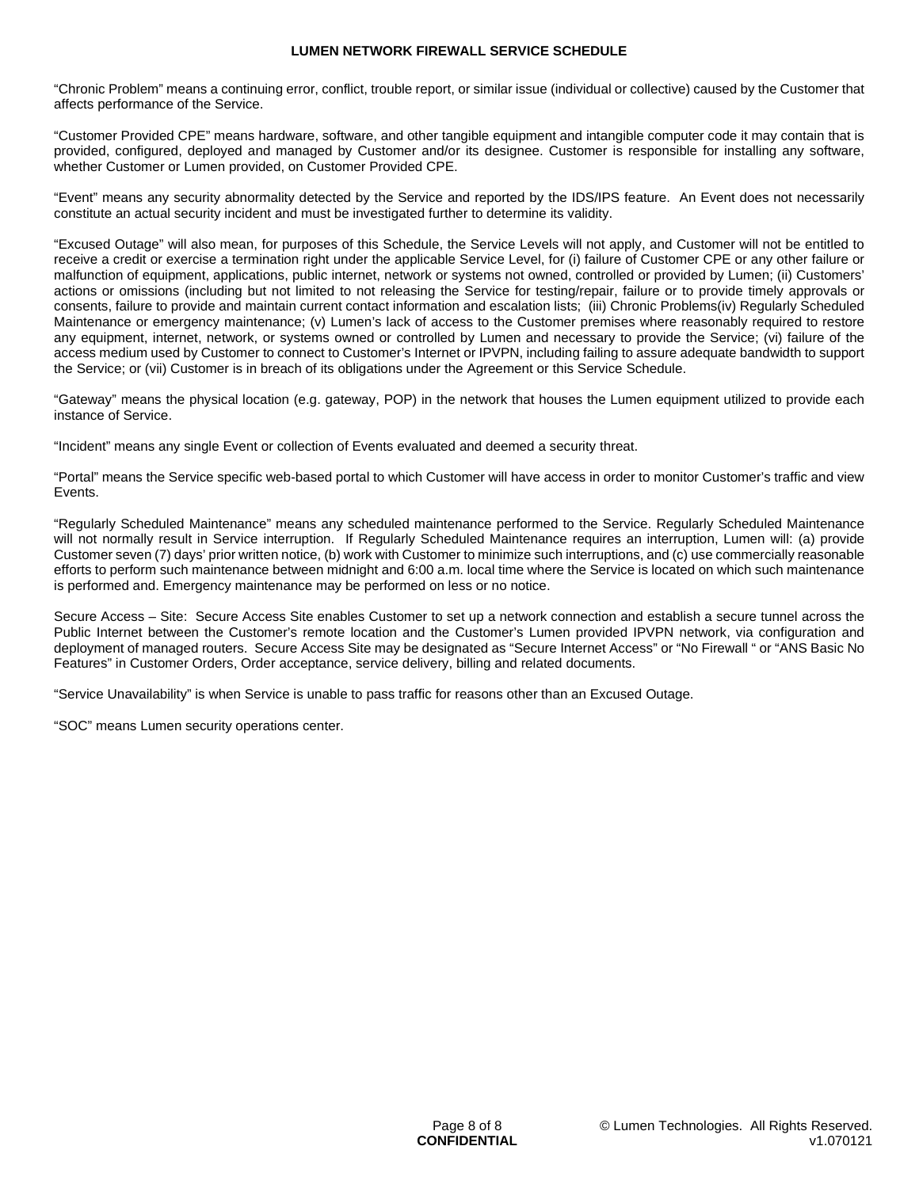"Chronic Problem" means a continuing error, conflict, trouble report, or similar issue (individual or collective) caused by the Customer that affects performance of the Service.

"Customer Provided CPE" means hardware, software, and other tangible equipment and intangible computer code it may contain that is provided, configured, deployed and managed by Customer and/or its designee. Customer is responsible for installing any software, whether Customer or Lumen provided, on Customer Provided CPE.

"Event" means any security abnormality detected by the Service and reported by the IDS/IPS feature. An Event does not necessarily constitute an actual security incident and must be investigated further to determine its validity.

"Excused Outage" will also mean, for purposes of this Schedule, the Service Levels will not apply, and Customer will not be entitled to receive a credit or exercise a termination right under the applicable Service Level, for (i) failure of Customer CPE or any other failure or malfunction of equipment, applications, public internet, network or systems not owned, controlled or provided by Lumen; (ii) Customers' actions or omissions (including but not limited to not releasing the Service for testing/repair, failure or to provide timely approvals or consents, failure to provide and maintain current contact information and escalation lists; (iii) Chronic Problems(iv) Regularly Scheduled Maintenance or emergency maintenance; (v) Lumen's lack of access to the Customer premises where reasonably required to restore any equipment, internet, network, or systems owned or controlled by Lumen and necessary to provide the Service; (vi) failure of the access medium used by Customer to connect to Customer's Internet or IPVPN, including failing to assure adequate bandwidth to support the Service; or (vii) Customer is in breach of its obligations under the Agreement or this Service Schedule.

"Gateway" means the physical location (e.g. gateway, POP) in the network that houses the Lumen equipment utilized to provide each instance of Service.

"Incident" means any single Event or collection of Events evaluated and deemed a security threat.

"Portal" means the Service specific web-based portal to which Customer will have access in order to monitor Customer's traffic and view Events.

"Regularly Scheduled Maintenance" means any scheduled maintenance performed to the Service. Regularly Scheduled Maintenance will not normally result in Service interruption. If Regularly Scheduled Maintenance requires an interruption, Lumen will: (a) provide Customer seven (7) days' prior written notice, (b) work with Customer to minimize such interruptions, and (c) use commercially reasonable efforts to perform such maintenance between midnight and 6:00 a.m. local time where the Service is located on which such maintenance is performed and. Emergency maintenance may be performed on less or no notice.

Secure Access – Site: Secure Access Site enables Customer to set up a network connection and establish a secure tunnel across the Public Internet between the Customer's remote location and the Customer's Lumen provided IPVPN network, via configuration and deployment of managed routers. Secure Access Site may be designated as "Secure Internet Access" or "No Firewall " or "ANS Basic No Features" in Customer Orders, Order acceptance, service delivery, billing and related documents.

"Service Unavailability" is when Service is unable to pass traffic for reasons other than an Excused Outage.

"SOC" means Lumen security operations center.